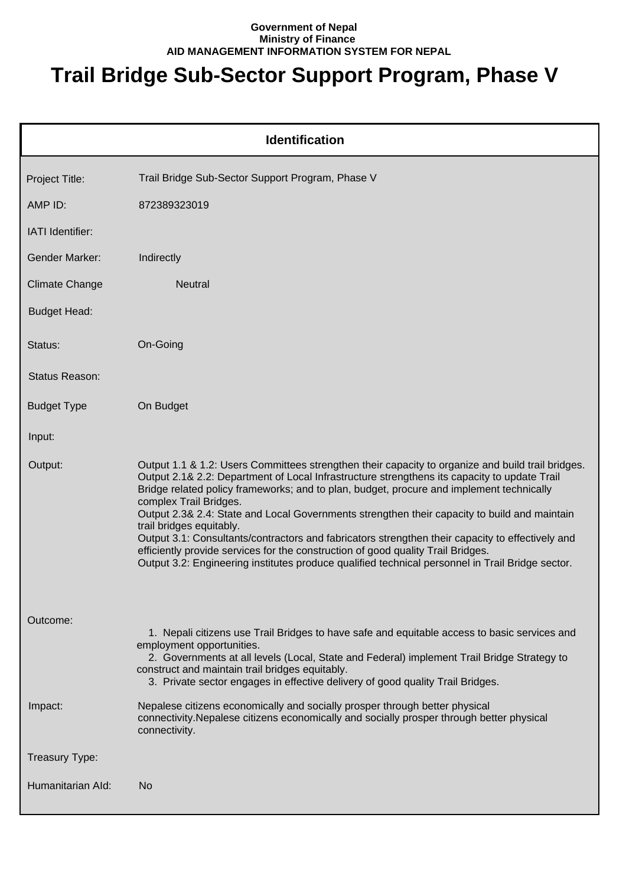**Government of Nepal**
**Ministry of Finance**
**AID MANAGEMENT INFORMATION SYSTEM FOR NEPAL**

# Trail Bridge Sub-Sector Support Program, Phase V

## Identification

| Field | Value |
|---|---|
| Project Title: | Trail Bridge Sub-Sector Support Program, Phase V |
| AMP ID: | 872389323019 |
| IATI Identifier: | |
| Gender Marker: | Indirectly |
| Climate Change | Neutral |
| Budget Head: | |
| Status: | On-Going |
| Status Reason: | |
| Budget Type | On Budget |
| Input: | |
| Output: | Output 1.1 & 1.2: Users Committees strengthen their capacity to organize and build trail bridges.<br>Output 2.1& 2.2: Department of Local Infrastructure strengthens its capacity to update Trail Bridge related policy frameworks; and to plan, budget, procure and implement technically complex Trail Bridges.<br>Output 2.3& 2.4: State and Local Governments strengthen their capacity to build and maintain trail bridges equitably.<br>Output 3.1: Consultants/contractors and fabricators strengthen their capacity to effectively and efficiently provide services for the construction of good quality Trail Bridges.<br>Output 3.2: Engineering institutes produce qualified technical personnel in Trail Bridge sector. |
| Outcome: | 1. Nepali citizens use Trail Bridges to have safe and equitable access to basic services and employment opportunities.<br>2. Governments at all levels (Local, State and Federal) implement Trail Bridge Strategy to construct and maintain trail bridges equitably.<br>3. Private sector engages in effective delivery of good quality Trail Bridges. |
| Impact: | Nepalese citizens economically and socially prosper through better physical connectivity.Nepalese citizens economically and socially prosper through better physical connectivity. |
| Treasury Type: | |
| Humanitarian AId: | No |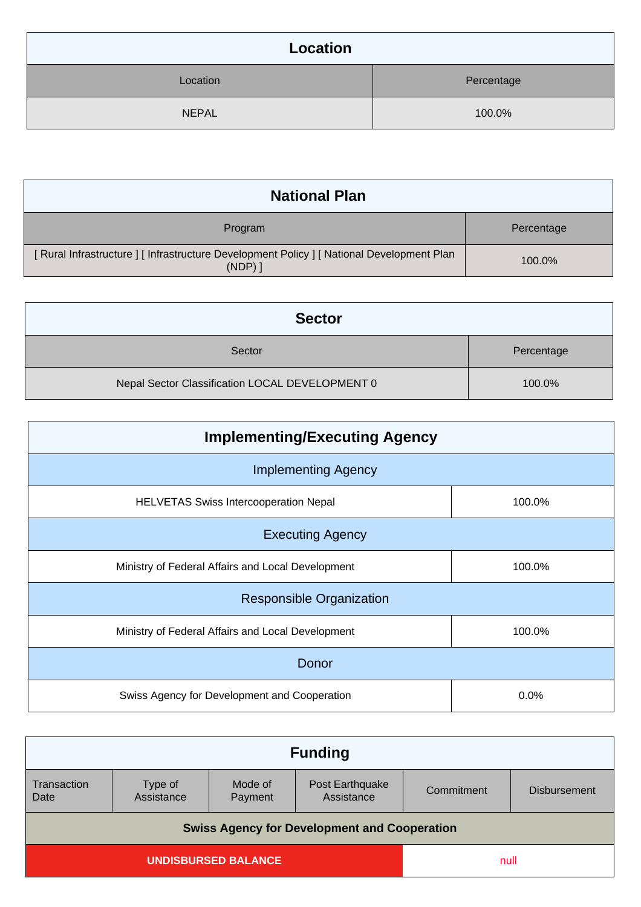## Location

| Location | Percentage |
|---|---|
| NEPAL | 100.0% |

## National Plan

| Program | Percentage |
|---|---|
| [ Rural Infrastructure ] [ Infrastructure Development Policy ] [ National Development Plan (NDP) ] | 100.0% |

## Sector

| Sector | Percentage |
|---|---|
| Nepal Sector Classification LOCAL DEVELOPMENT 0 | 100.0% |

## Implementing/Executing Agency

| Implementing Agency | |
|---|---|
| HELVETAS Swiss Intercooperation Nepal | 100.0% |
| **Executing Agency** | |
| Ministry of Federal Affairs and Local Development | 100.0% |
| **Responsible Organization** | |
| Ministry of Federal Affairs and Local Development | 100.0% |
| **Donor** | |
| Swiss Agency for Development and Cooperation | 0.0% |

## Funding

| Transaction Date | Type of Assistance | Mode of Payment | Post Earthquake Assistance | Commitment | Disbursement |
|---|---|---|---|---|---|
| **Swiss Agency for Development and Cooperation** | | | | | |
| **UNDISBURSED BALANCE** | | | | null | |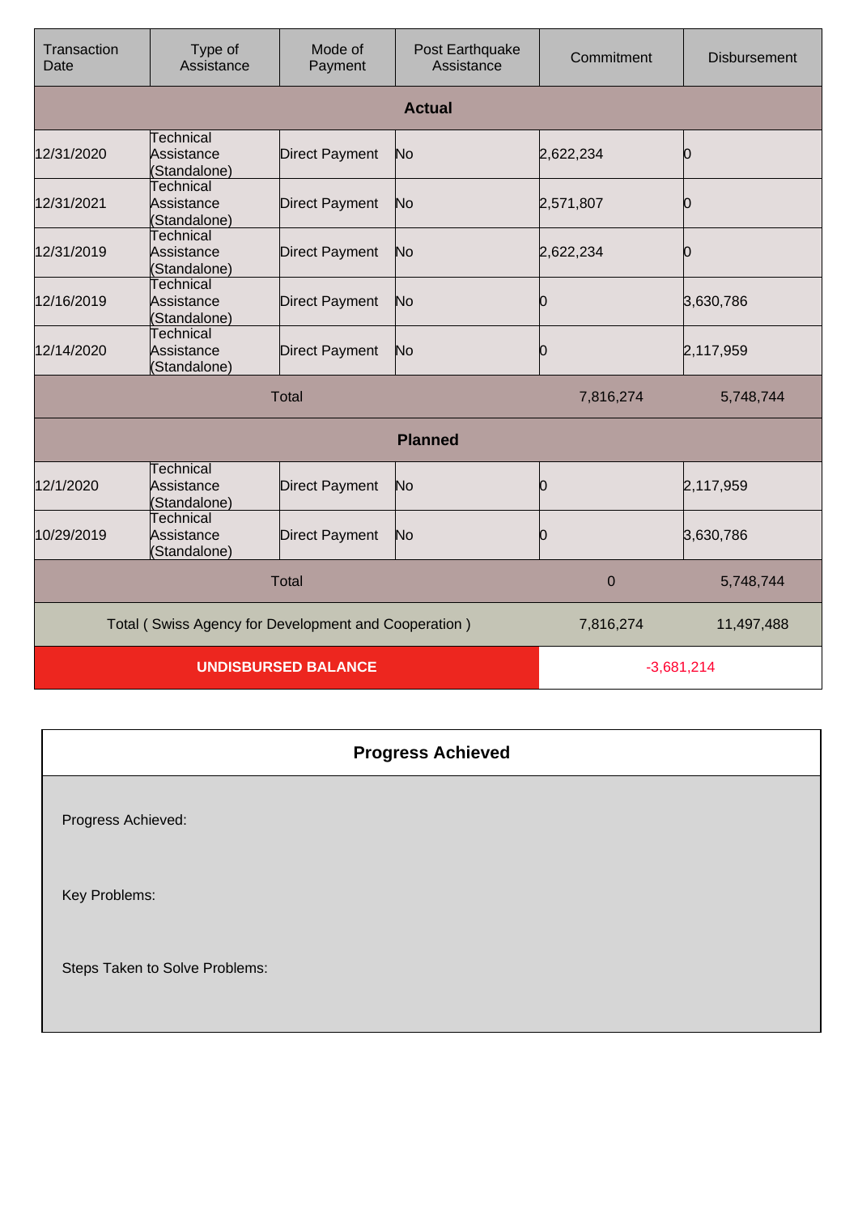| Transaction Date | Type of Assistance | Mode of Payment | Post Earthquake Assistance | Commitment | Disbursement |
|---|---|---|---|---|---|
| **Actual** | | | | | |
| 12/31/2020 | Technical Assistance (Standalone) | Direct Payment | No | 2,622,234 | 0 |
| 12/31/2021 | Technical Assistance (Standalone) | Direct Payment | No | 2,571,807 | 0 |
| 12/31/2019 | Technical Assistance (Standalone) | Direct Payment | No | 2,622,234 | 0 |
| 12/16/2019 | Technical Assistance (Standalone) | Direct Payment | No | 0 | 3,630,786 |
| 12/14/2020 | Technical Assistance (Standalone) | Direct Payment | No | 0 | 2,117,959 |
| Total | | | | 7,816,274 | 5,748,744 |
| **Planned** | | | | | |
| 12/1/2020 | Technical Assistance (Standalone) | Direct Payment | No | 0 | 2,117,959 |
| 10/29/2019 | Technical Assistance (Standalone) | Direct Payment | No | 0 | 3,630,786 |
| Total | | | | 0 | 5,748,744 |
| Total ( Swiss Agency for Development and Cooperation ) | | | | 7,816,274 | 11,497,488 |
| **UNDISBURSED BALANCE** | | | | -3,681,214 | |

## Progress Achieved

Progress Achieved:

Key Problems:

Steps Taken to Solve Problems: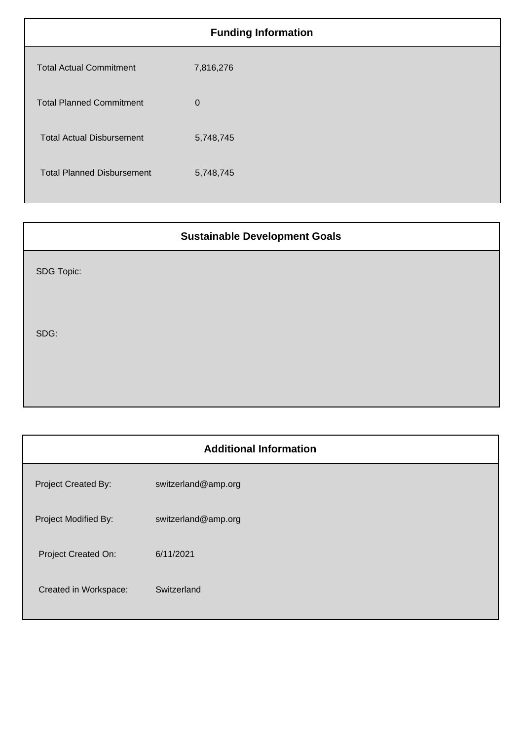## Funding Information

| | |
|---|---|
| Total Actual Commitment | 7,816,276 |
| Total Planned Commitment | 0 |
| Total Actual Disbursement | 5,748,745 |
| Total Planned Disbursement | 5,748,745 |

## Sustainable Development Goals

SDG Topic:

SDG:

## Additional Information

| | |
|---|---|
| Project Created By: | switzerland@amp.org |
| Project Modified By: | switzerland@amp.org |
| Project Created On: | 6/11/2021 |
| Created in Workspace: | Switzerland |